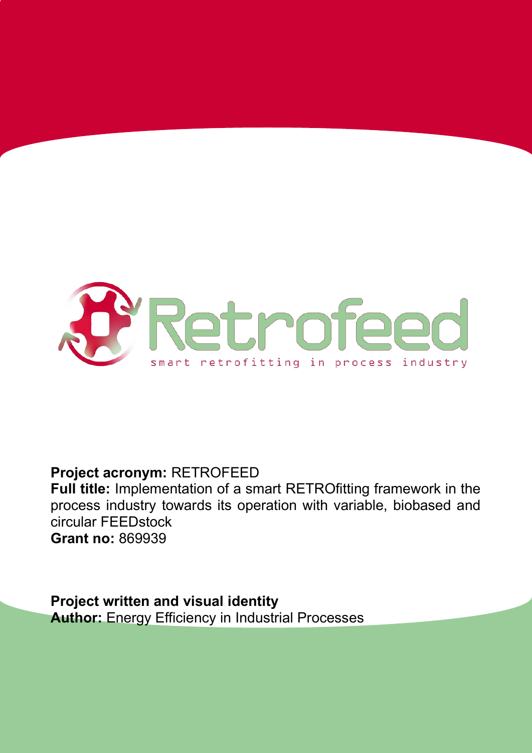Retrofeed

smart retrofitting in process industry

**Project acronym:** RETROFEED
**Full title:** Implementation of a smart RETROfitting framework in the process industry towards its operation with variable, biobased and circular FEEDstock
**Grant no:** 869939

**Project written and visual identity**
**Author:** Energy Efficiency in Industrial Processes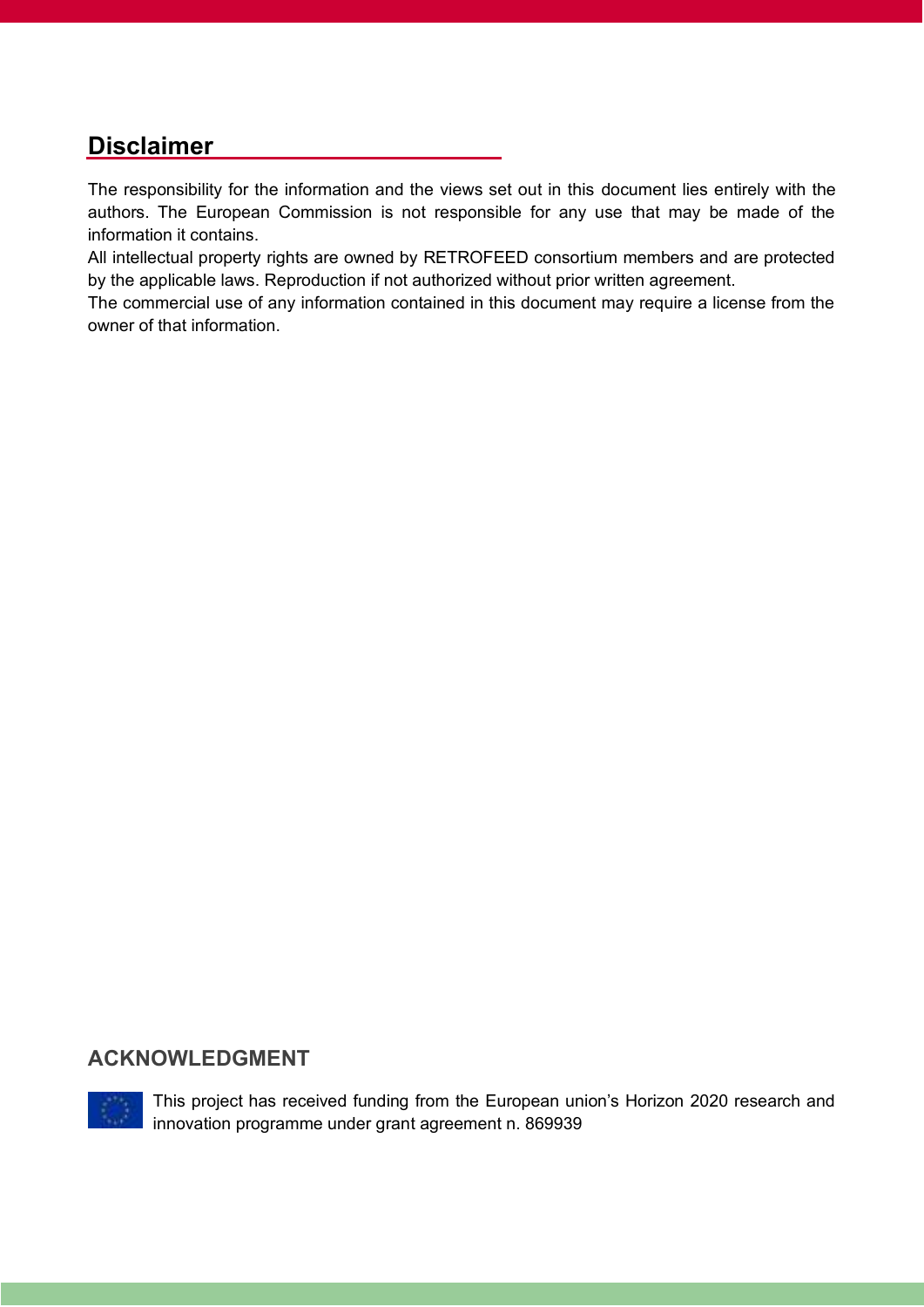## Disclaimer

The responsibility for the information and the views set out in this document lies entirely with the authors. The European Commission is not responsible for any use that may be made of the information it contains.
All intellectual property rights are owned by RETROFEED consortium members and are protected by the applicable laws. Reproduction if not authorized without prior written agreement.
The commercial use of any information contained in this document may require a license from the owner of that information.

### ACKNOWLEDGMENT

This project has received funding from the European union's Horizon 2020 research and innovation programme under grant agreement n. 869939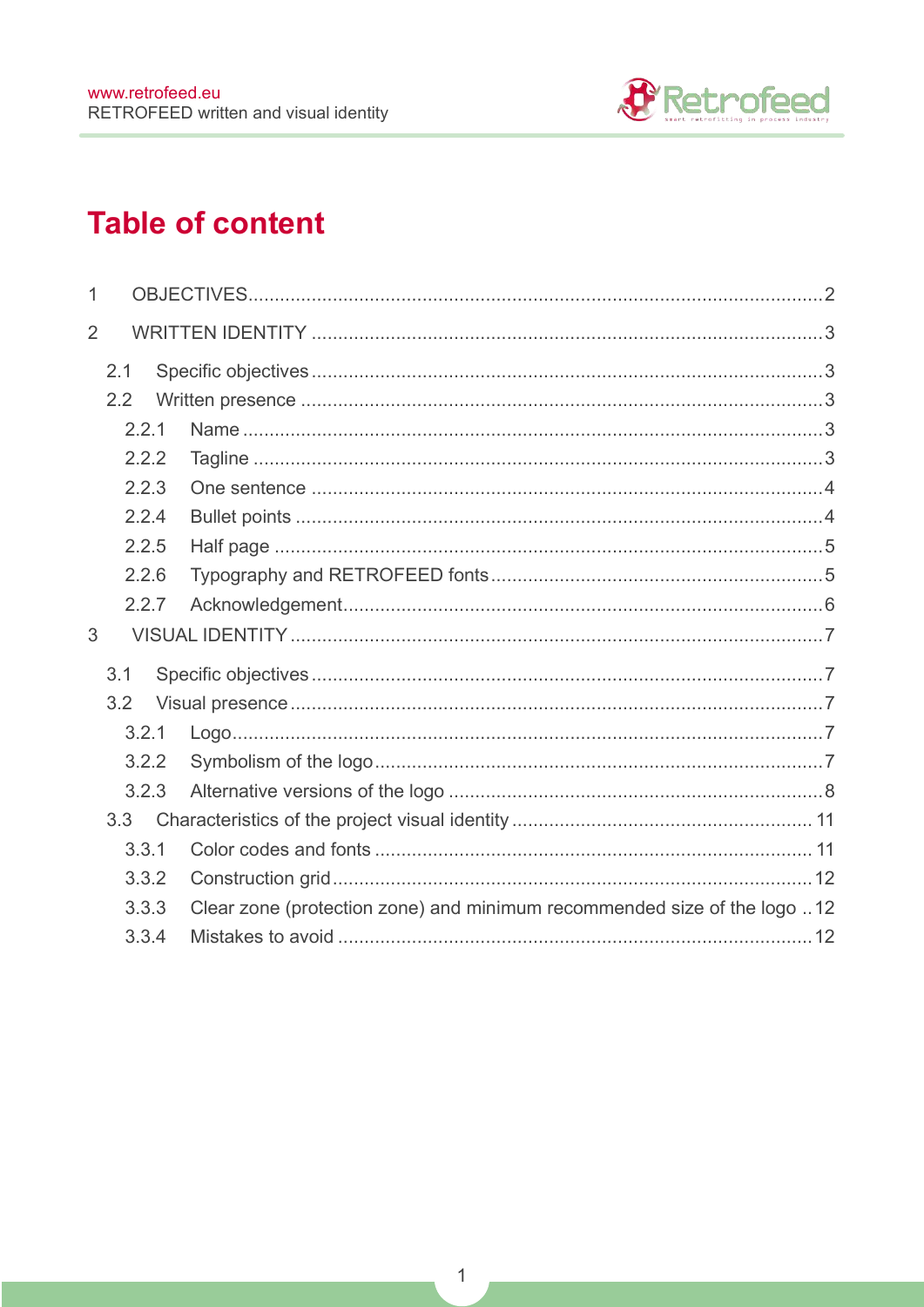# Table of content

1 OBJECTIVES .......... 2

2 WRITTEN IDENTITY .......... 3

- 2.1 Specific objectives .......... 3
- 2.2 Written presence .......... 3
  - 2.2.1 Name .......... 3
  - 2.2.2 Tagline .......... 3
  - 2.2.3 One sentence .......... 4
  - 2.2.4 Bullet points .......... 4
  - 2.2.5 Half page .......... 5
  - 2.2.6 Typography and RETROFEED fonts .......... 5
  - 2.2.7 Acknowledgement .......... 6

3 VISUAL IDENTITY .......... 7

- 3.1 Specific objectives .......... 7
- 3.2 Visual presence .......... 7
  - 3.2.1 Logo .......... 7
  - 3.2.2 Symbolism of the logo .......... 7
  - 3.2.3 Alternative versions of the logo .......... 8
- 3.3 Characteristics of the project visual identity .......... 11
  - 3.3.1 Color codes and fonts .......... 11
  - 3.3.2 Construction grid .......... 12
  - 3.3.3 Clear zone (protection zone) and minimum recommended size of the logo .......... 12
  - 3.3.4 Mistakes to avoid .......... 12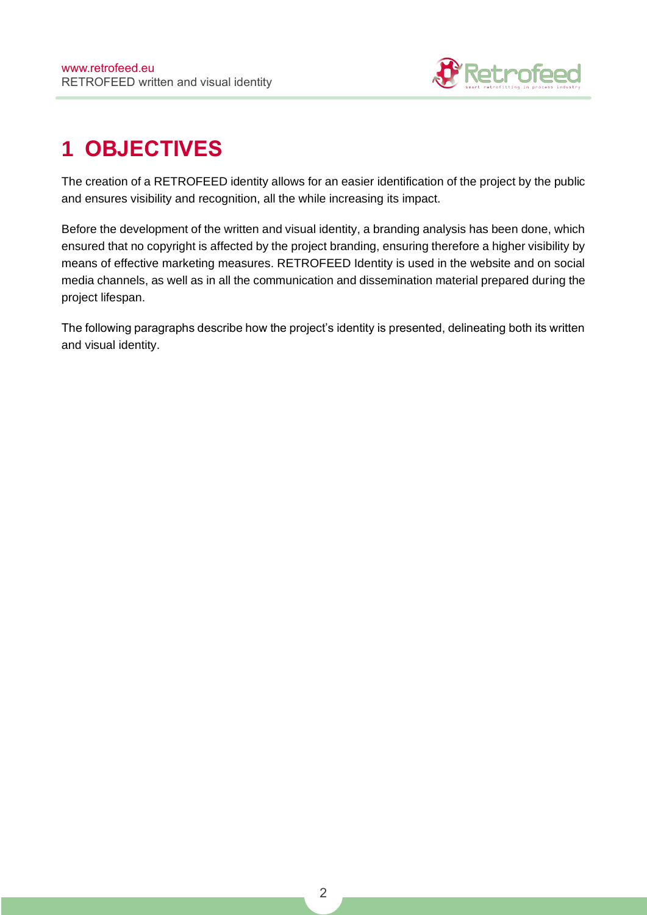# 1 OBJECTIVES

The creation of a RETROFEED identity allows for an easier identification of the project by the public and ensures visibility and recognition, all the while increasing its impact.

Before the development of the written and visual identity, a branding analysis has been done, which ensured that no copyright is affected by the project branding, ensuring therefore a higher visibility by means of effective marketing measures. RETROFEED Identity is used in the website and on social media channels, as well as in all the communication and dissemination material prepared during the project lifespan.

The following paragraphs describe how the project's identity is presented, delineating both its written and visual identity.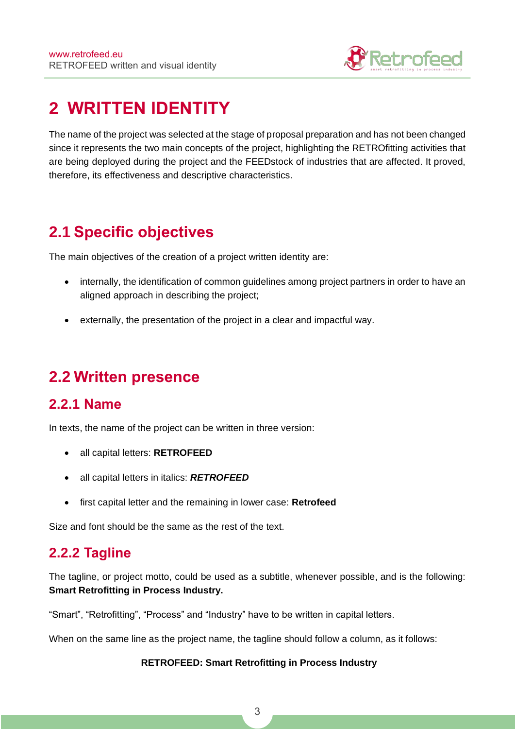# 2 WRITTEN IDENTITY

The name of the project was selected at the stage of proposal preparation and has not been changed since it represents the two main concepts of the project, highlighting the RETROfitting activities that are being deployed during the project and the FEEDstock of industries that are affected. It proved, therefore, its effectiveness and descriptive characteristics.

## 2.1 Specific objectives

The main objectives of the creation of a project written identity are:

- internally, the identification of common guidelines among project partners in order to have an aligned approach in describing the project;
- externally, the presentation of the project in a clear and impactful way.

## 2.2 Written presence

### 2.2.1 Name

In texts, the name of the project can be written in three version:

- all capital letters: **RETROFEED**
- all capital letters in italics: ***RETROFEED***
- first capital letter and the remaining in lower case: **Retrofeed**

Size and font should be the same as the rest of the text.

### 2.2.2 Tagline

The tagline, or project motto, could be used as a subtitle, whenever possible, and is the following: **Smart Retrofitting in Process Industry.**

"Smart", "Retrofitting", "Process" and "Industry" have to be written in capital letters.

When on the same line as the project name, the tagline should follow a column, as it follows:

**RETROFEED: Smart Retrofitting in Process Industry**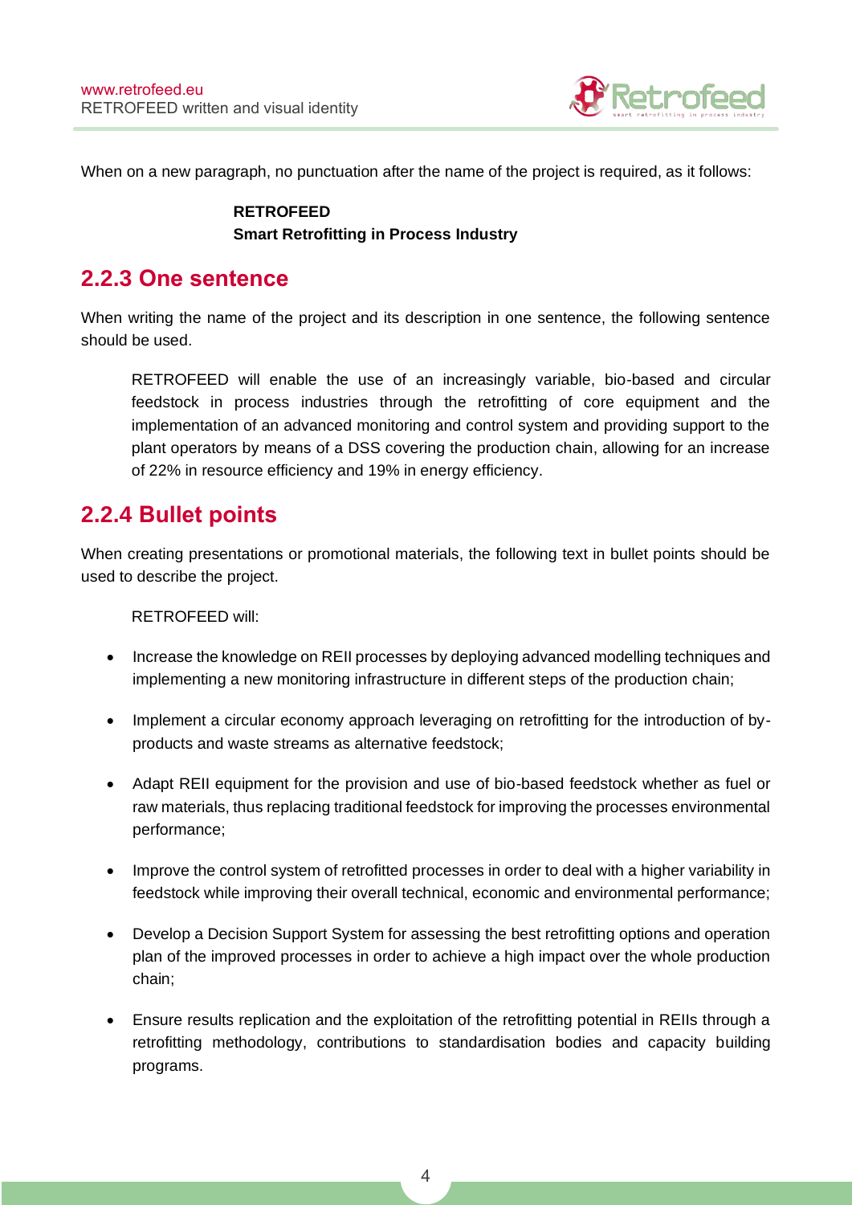When on a new paragraph, no punctuation after the name of the project is required, as it follows:

> **RETROFEED**
> **Smart Retrofitting in Process Industry**

## 2.2.3 One sentence

When writing the name of the project and its description in one sentence, the following sentence should be used.

> RETROFEED will enable the use of an increasingly variable, bio-based and circular feedstock in process industries through the retrofitting of core equipment and the implementation of an advanced monitoring and control system and providing support to the plant operators by means of a DSS covering the production chain, allowing for an increase of 22% in resource efficiency and 19% in energy efficiency.

## 2.2.4 Bullet points

When creating presentations or promotional materials, the following text in bullet points should be used to describe the project.

RETROFEED will:

- Increase the knowledge on REII processes by deploying advanced modelling techniques and implementing a new monitoring infrastructure in different steps of the production chain;
- Implement a circular economy approach leveraging on retrofitting for the introduction of by-products and waste streams as alternative feedstock;
- Adapt REII equipment for the provision and use of bio-based feedstock whether as fuel or raw materials, thus replacing traditional feedstock for improving the processes environmental performance;
- Improve the control system of retrofitted processes in order to deal with a higher variability in feedstock while improving their overall technical, economic and environmental performance;
- Develop a Decision Support System for assessing the best retrofitting options and operation plan of the improved processes in order to achieve a high impact over the whole production chain;
- Ensure results replication and the exploitation of the retrofitting potential in REIIs through a retrofitting methodology, contributions to standardisation bodies and capacity building programs.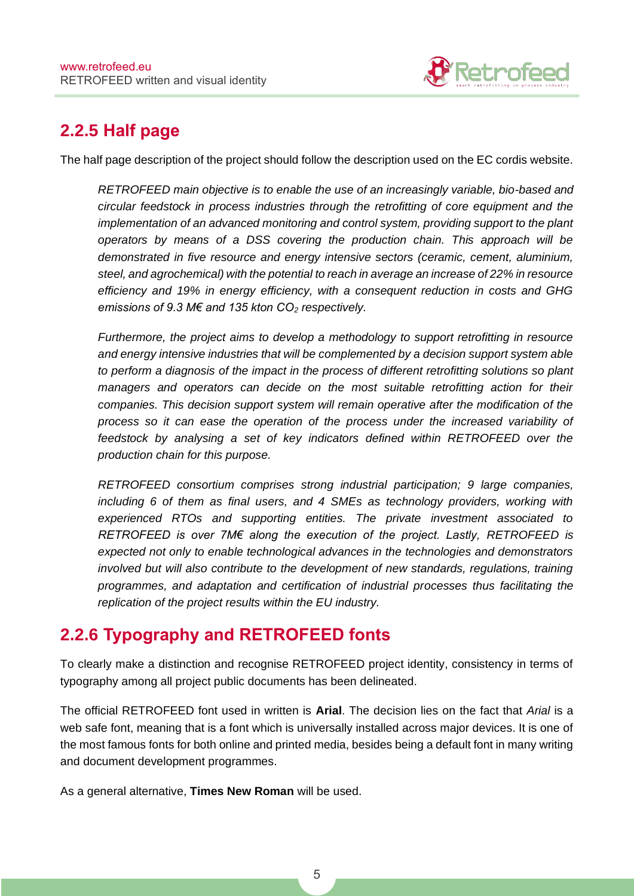## 2.2.5 Half page

The half page description of the project should follow the description used on the EC cordis website.

*RETROFEED main objective is to enable the use of an increasingly variable, bio-based and circular feedstock in process industries through the retrofitting of core equipment and the implementation of an advanced monitoring and control system, providing support to the plant operators by means of a DSS covering the production chain. This approach will be demonstrated in five resource and energy intensive sectors (ceramic, cement, aluminium, steel, and agrochemical) with the potential to reach in average an increase of 22% in resource efficiency and 19% in energy efficiency, with a consequent reduction in costs and GHG emissions of 9.3 M€ and 135 kton $CO_2$ respectively.*

*Furthermore, the project aims to develop a methodology to support retrofitting in resource and energy intensive industries that will be complemented by a decision support system able to perform a diagnosis of the impact in the process of different retrofitting solutions so plant managers and operators can decide on the most suitable retrofitting action for their companies. This decision support system will remain operative after the modification of the process so it can ease the operation of the process under the increased variability of feedstock by analysing a set of key indicators defined within RETROFEED over the production chain for this purpose.*

*RETROFEED consortium comprises strong industrial participation; 9 large companies, including 6 of them as final users, and 4 SMEs as technology providers, working with experienced RTOs and supporting entities. The private investment associated to RETROFEED is over 7M€ along the execution of the project. Lastly, RETROFEED is expected not only to enable technological advances in the technologies and demonstrators involved but will also contribute to the development of new standards, regulations, training programmes, and adaptation and certification of industrial processes thus facilitating the replication of the project results within the EU industry.*

## 2.2.6 Typography and RETROFEED fonts

To clearly make a distinction and recognise RETROFEED project identity, consistency in terms of typography among all project public documents has been delineated.

The official RETROFEED font used in written is **Arial**. The decision lies on the fact that *Arial* is a web safe font, meaning that is a font which is universally installed across major devices. It is one of the most famous fonts for both online and printed media, besides being a default font in many writing and document development programmes.

As a general alternative, **Times New Roman** will be used.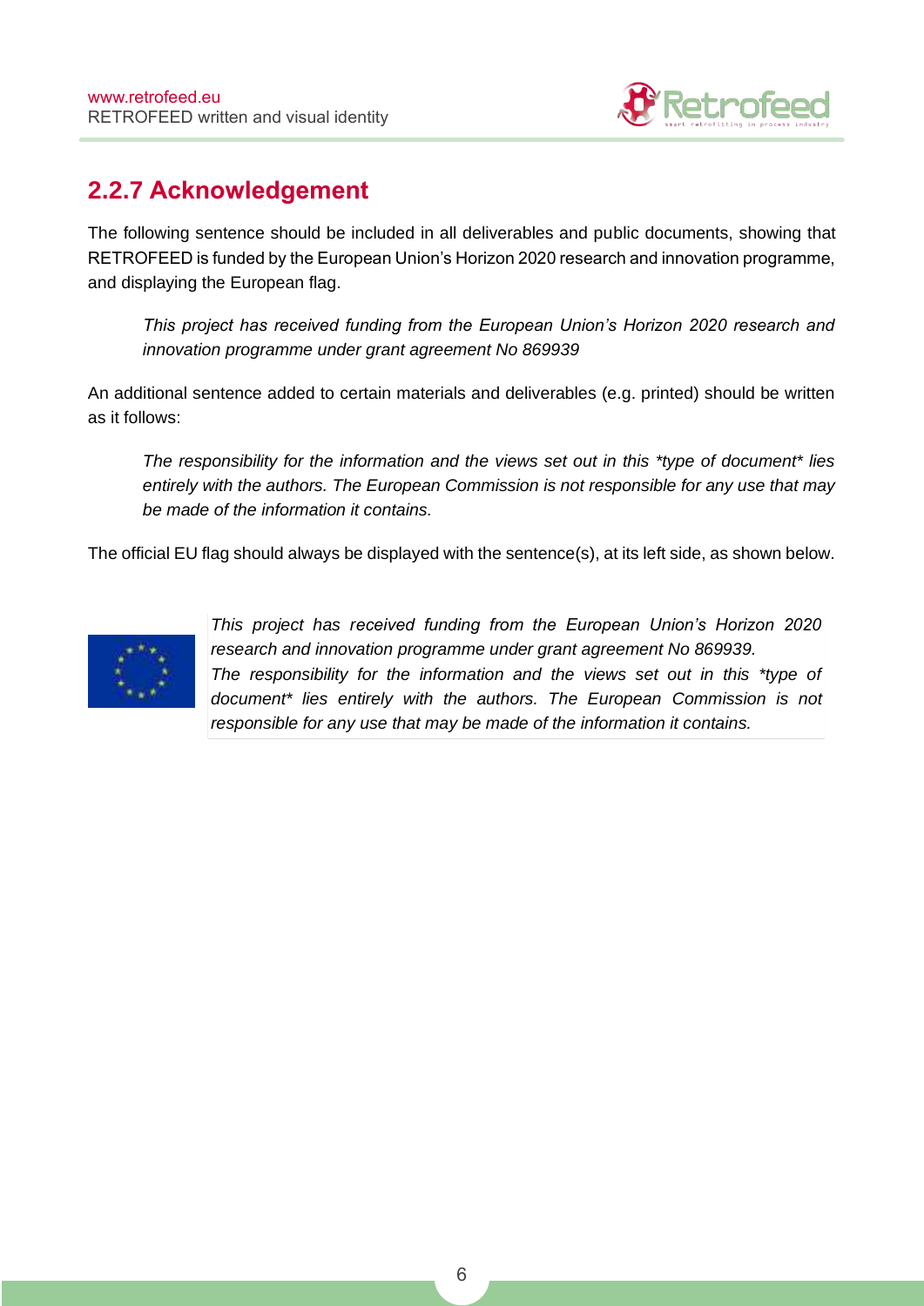## 2.2.7 Acknowledgement

The following sentence should be included in all deliverables and public documents, showing that RETROFEED is funded by the European Union's Horizon 2020 research and innovation programme, and displaying the European flag.

> *This project has received funding from the European Union's Horizon 2020 research and innovation programme under grant agreement No 869939*

An additional sentence added to certain materials and deliverables (e.g. printed) should be written as it follows:

> *The responsibility for the information and the views set out in this *type of document* lies entirely with the authors. The European Commission is not responsible for any use that may be made of the information it contains.*

The official EU flag should always be displayed with the sentence(s), at its left side, as shown below.

*This project has received funding from the European Union's Horizon 2020 research and innovation programme under grant agreement No 869939.*
*The responsibility for the information and the views set out in this *type of document* lies entirely with the authors. The European Commission is not responsible for any use that may be made of the information it contains.*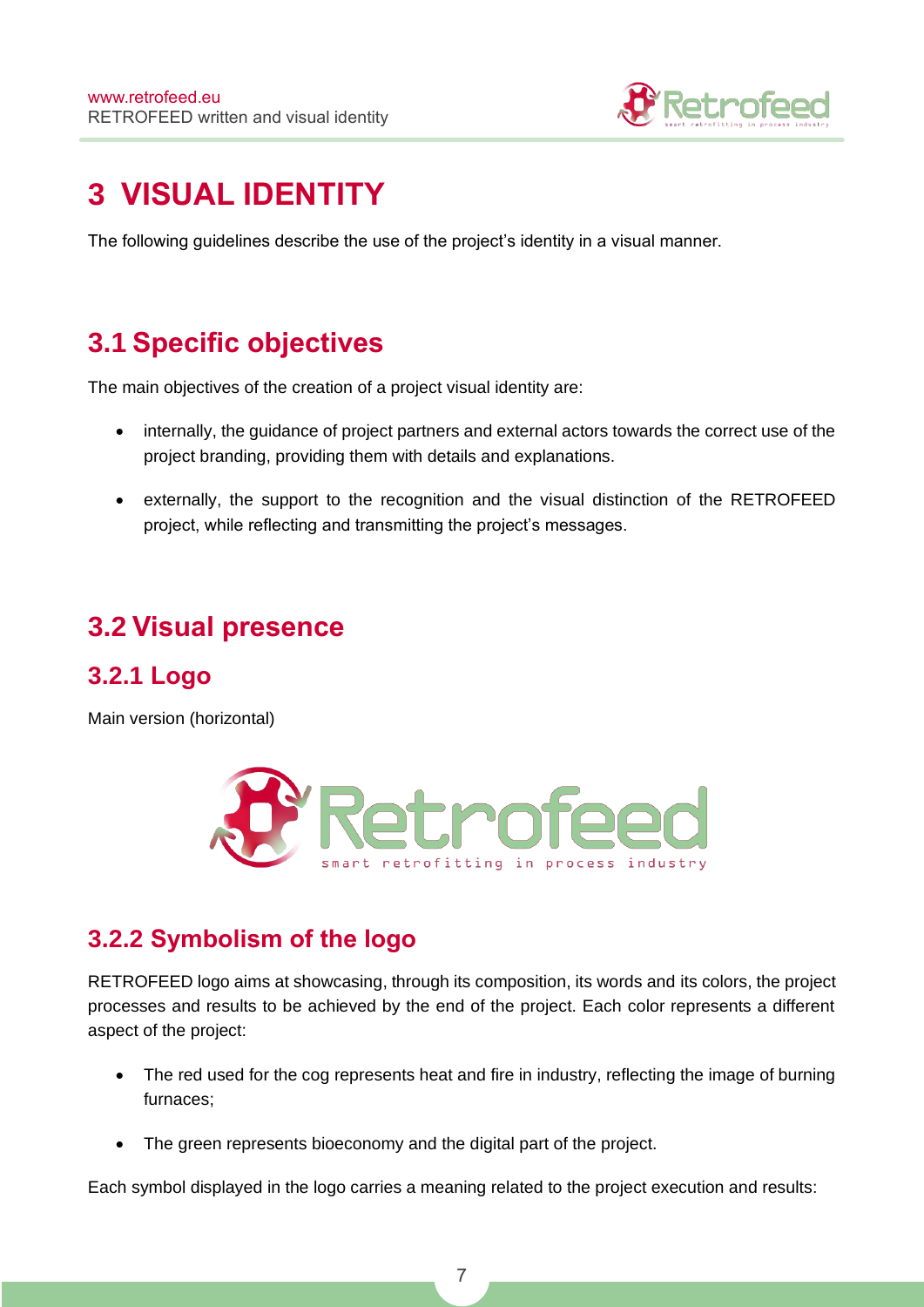# 3 VISUAL IDENTITY

The following guidelines describe the use of the project's identity in a visual manner.

## 3.1 Specific objectives

The main objectives of the creation of a project visual identity are:

- internally, the guidance of project partners and external actors towards the correct use of the project branding, providing them with details and explanations.
- externally, the support to the recognition and the visual distinction of the RETROFEED project, while reflecting and transmitting the project's messages.

## 3.2 Visual presence

### 3.2.1 Logo

Main version (horizontal)

### 3.2.2 Symbolism of the logo

RETROFEED logo aims at showcasing, through its composition, its words and its colors, the project processes and results to be achieved by the end of the project. Each color represents a different aspect of the project:

- The red used for the cog represents heat and fire in industry, reflecting the image of burning furnaces;
- The green represents bioeconomy and the digital part of the project.

Each symbol displayed in the logo carries a meaning related to the project execution and results: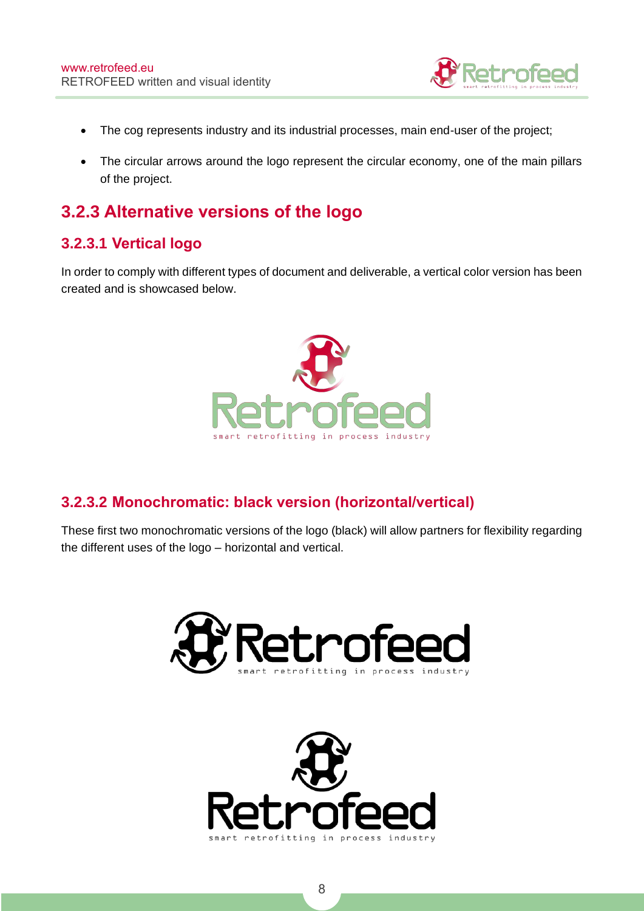- The cog represents industry and its industrial processes, main end-user of the project;
- The circular arrows around the logo represent the circular economy, one of the main pillars of the project.

## 3.2.3 Alternative versions of the logo

### 3.2.3.1 Vertical logo

In order to comply with different types of document and deliverable, a vertical color version has been created and is showcased below.

### 3.2.3.2 Monochromatic: black version (horizontal/vertical)

These first two monochromatic versions of the logo (black) will allow partners for flexibility regarding the different uses of the logo – horizontal and vertical.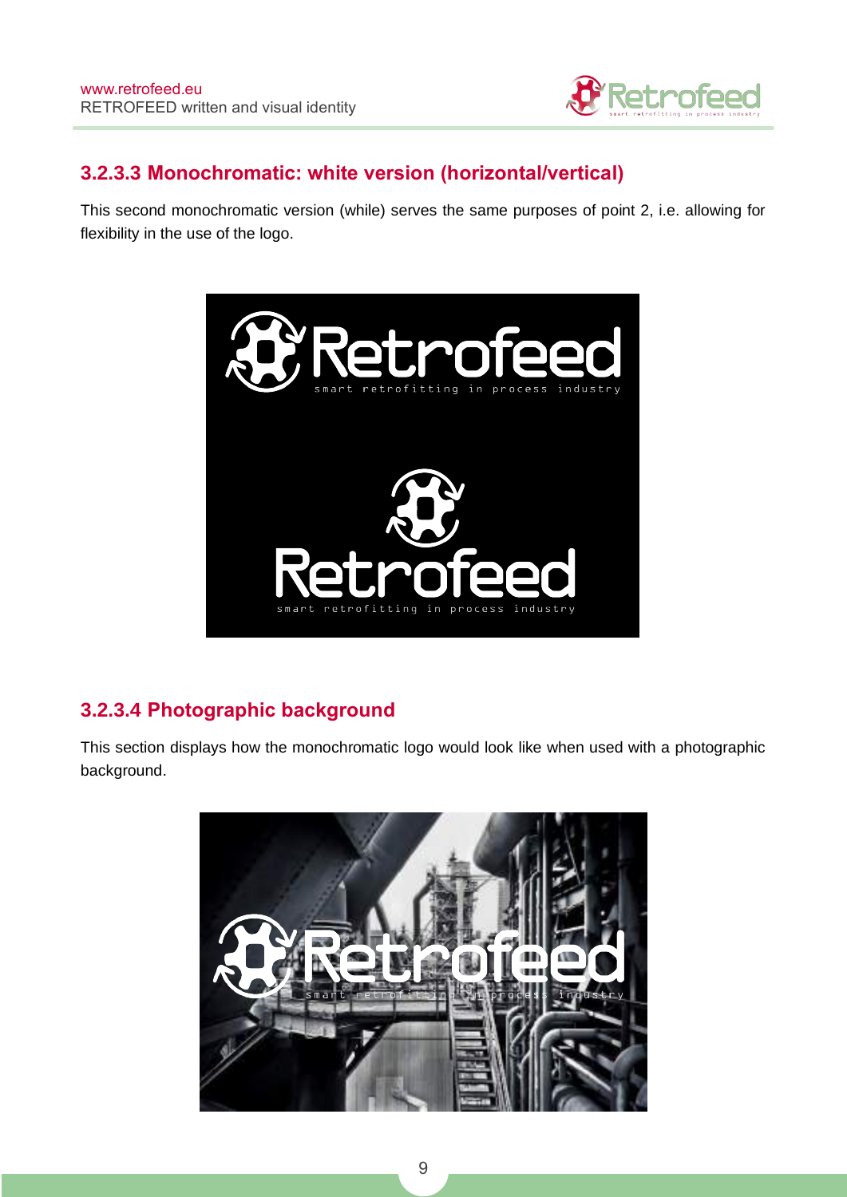### 3.2.3.3 Monochromatic: white version (horizontal/vertical)

This second monochromatic version (while) serves the same purposes of point 2, i.e. allowing for flexibility in the use of the logo.

### 3.2.3.4 Photographic background

This section displays how the monochromatic logo would look like when used with a photographic background.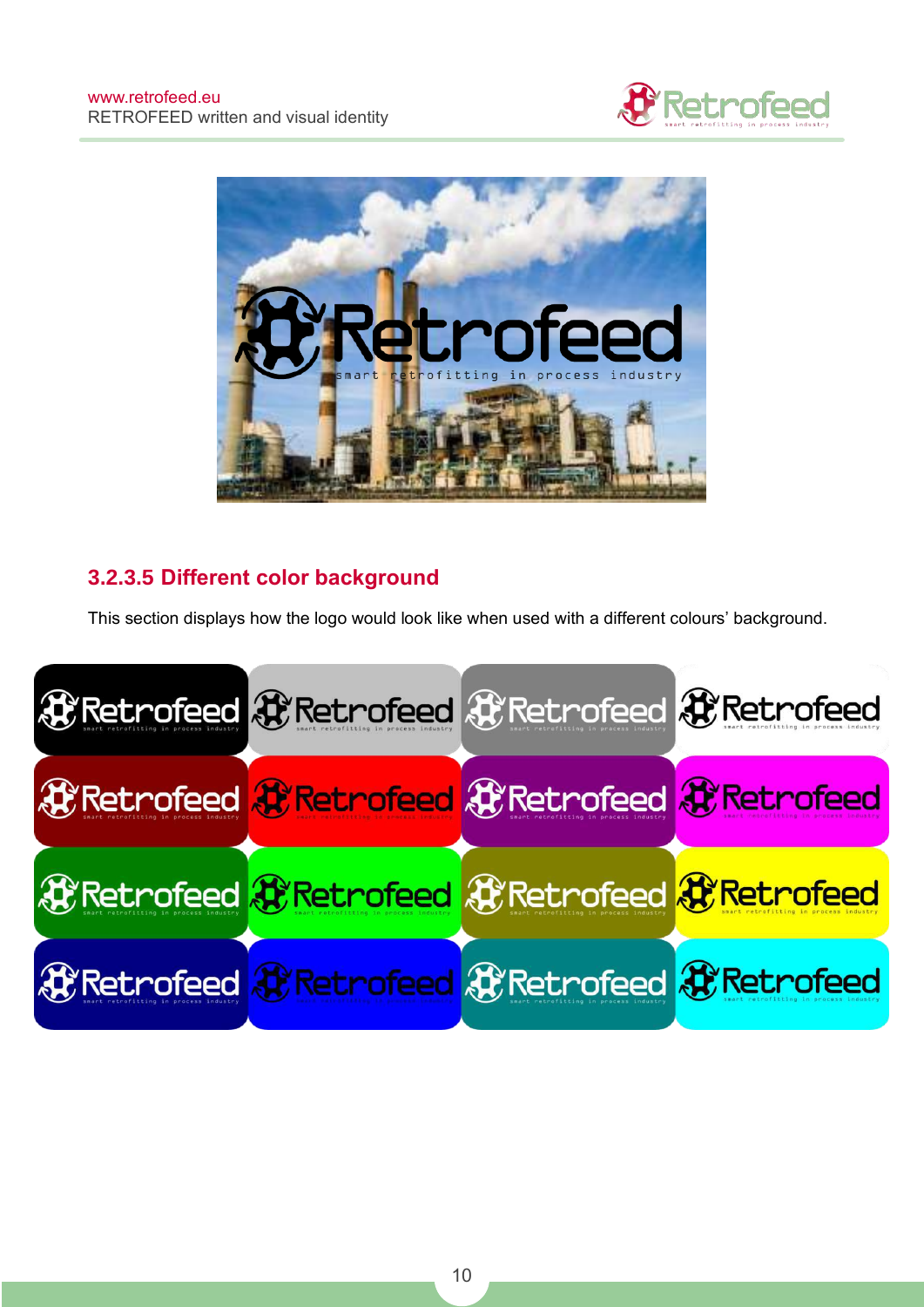### 3.2.3.5 Different color background

This section displays how the logo would look like when used with a different colours' background.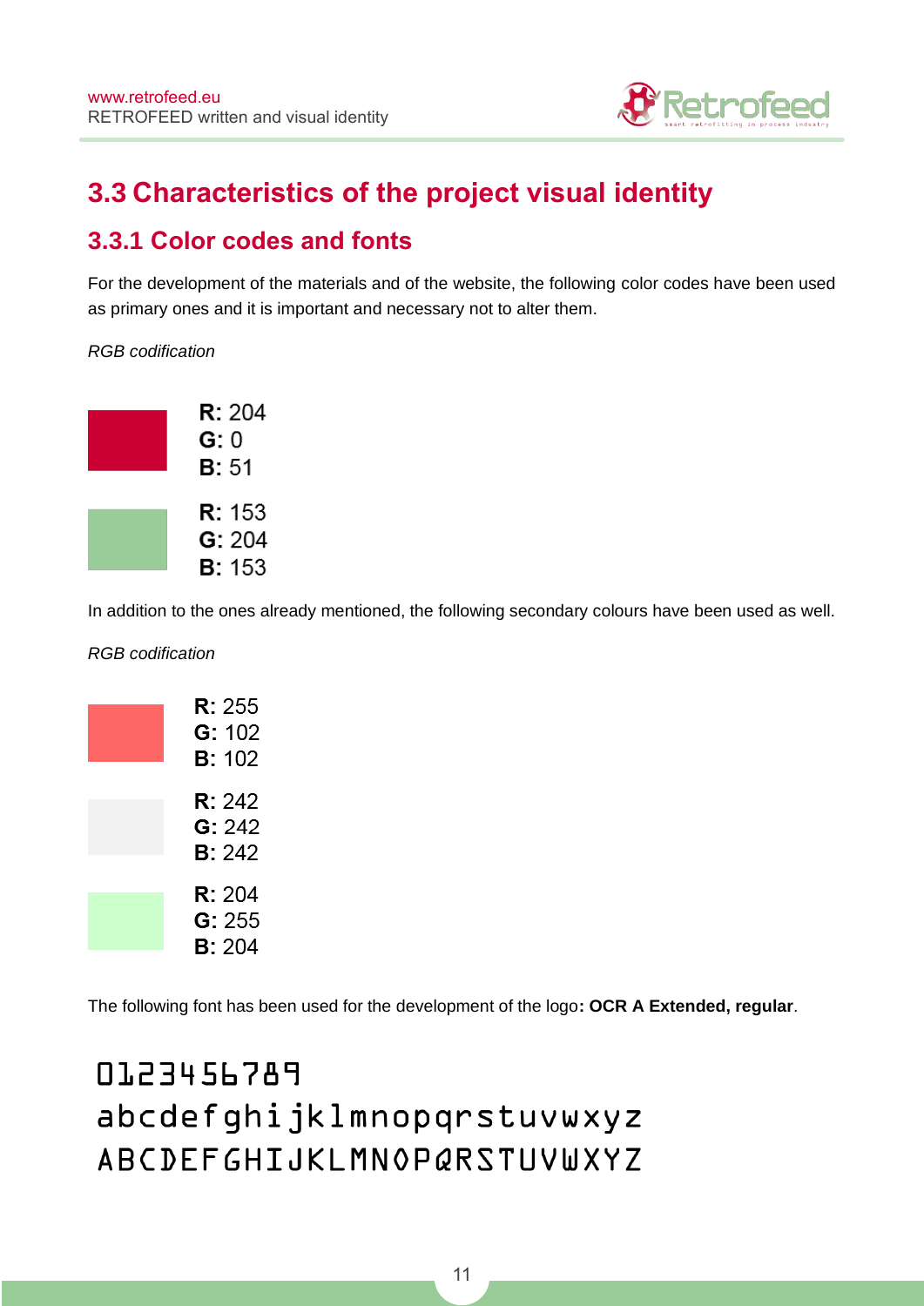## 3.3 Characteristics of the project visual identity

### 3.3.1 Color codes and fonts

For the development of the materials and of the website, the following color codes have been used as primary ones and it is important and necessary not to alter them.

*RGB codification*

**R:** 204
**G:** 0
**B:** 51

**R:** 153
**G:** 204
**B:** 153

In addition to the ones already mentioned, the following secondary colours have been used as well.

*RGB codification*

**R:** 255
**G:** 102
**B:** 102

**R:** 242
**G:** 242
**B:** 242

**R:** 204
**G:** 255
**B:** 204

The following font has been used for the development of the logo**: OCR A Extended, regular**.

0123456789
abcdefghijklmnopqrstuvwxyz
ABCDEFGHIJKLMNOPQRSTUVWXYZ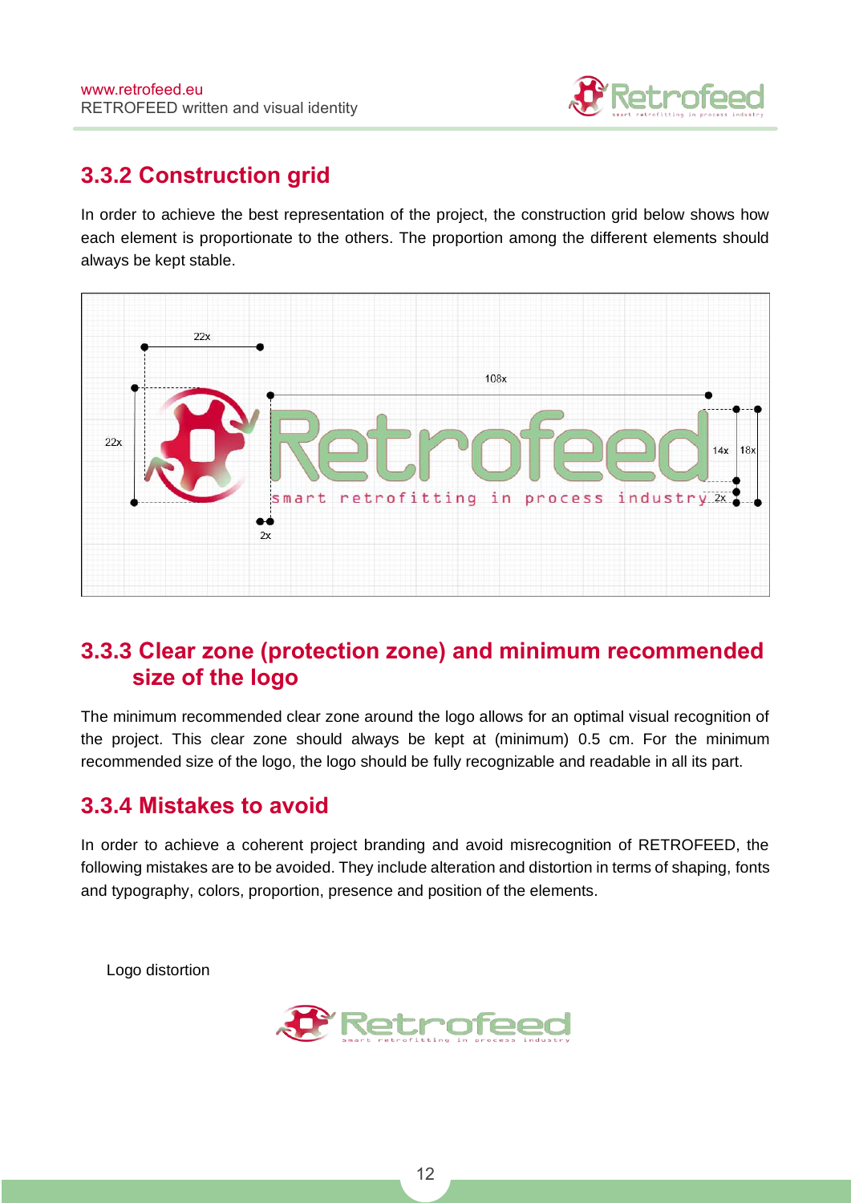## 3.3.2 Construction grid

In order to achieve the best representation of the project, the construction grid below shows how each element is proportionate to the others. The proportion among the different elements should always be kept stable.

## 3.3.3 Clear zone (protection zone) and minimum recommended size of the logo

The minimum recommended clear zone around the logo allows for an optimal visual recognition of the project. This clear zone should always be kept at (minimum) 0.5 cm. For the minimum recommended size of the logo, the logo should be fully recognizable and readable in all its part.

## 3.3.4 Mistakes to avoid

In order to achieve a coherent project branding and avoid misrecognition of RETROFEED, the following mistakes are to be avoided. They include alteration and distortion in terms of shaping, fonts and typography, colors, proportion, presence and position of the elements.

Logo distortion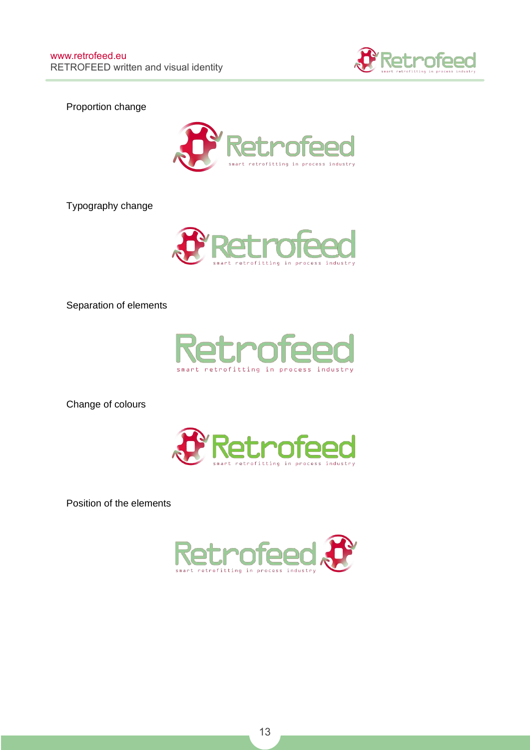Proportion change

Typography change

Separation of elements

Change of colours

Position of the elements